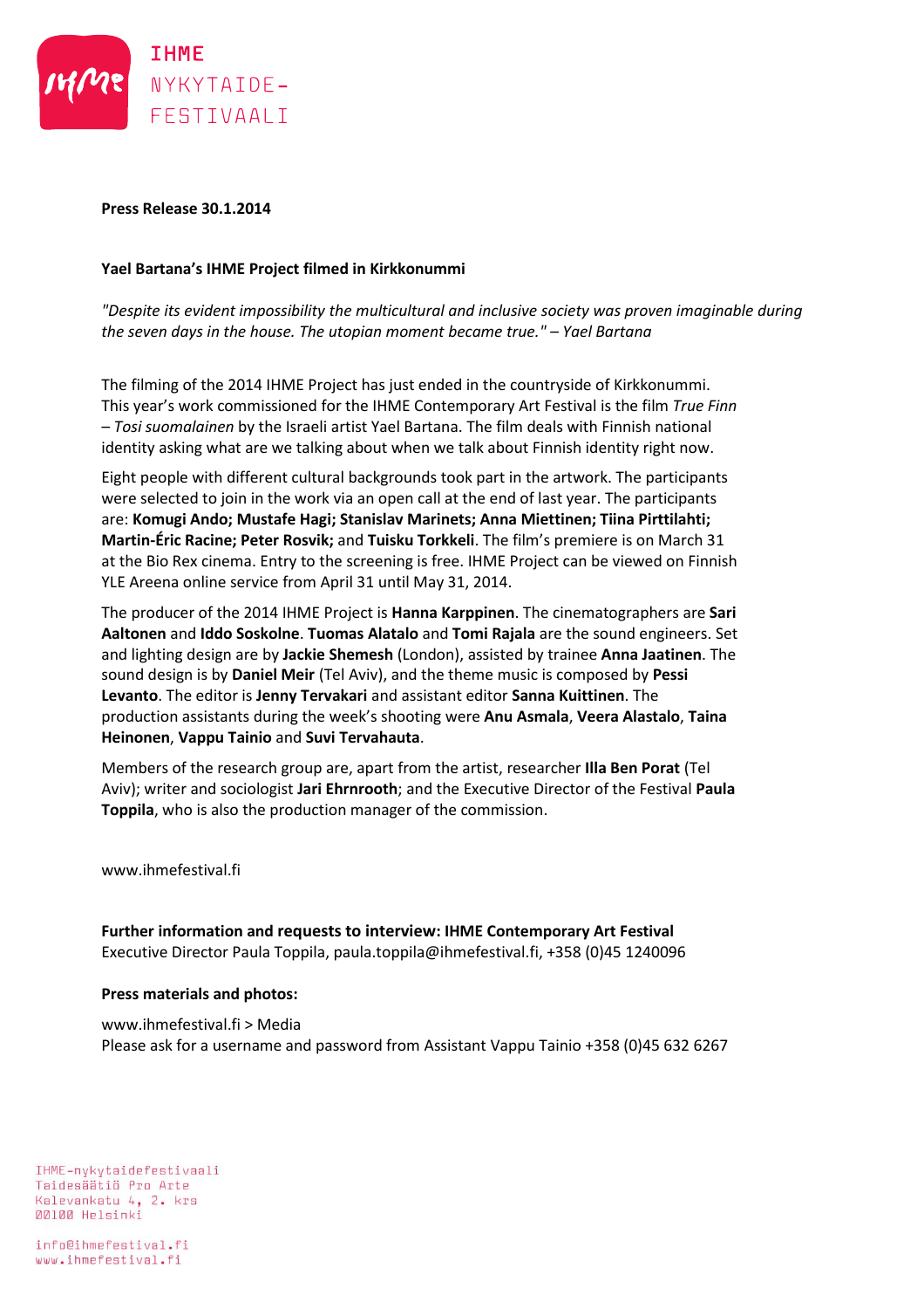IHME
NYKYTAIDE-
FESTIVAALI

**Press Release 30.1.2014**

**Yael Bartana's IHME Project filmed in Kirkkonummi**

*"Despite its evident impossibility the multicultural and inclusive society was proven imaginable during the seven days in the house. The utopian moment became true." – Yael Bartana*

The filming of the 2014 IHME Project has just ended in the countryside of Kirkkonummi. This year's work commissioned for the IHME Contemporary Art Festival is the film *True Finn – Tosi suomalainen* by the Israeli artist Yael Bartana. The film deals with Finnish national identity asking what are we talking about when we talk about Finnish identity right now.

Eight people with different cultural backgrounds took part in the artwork. The participants were selected to join in the work via an open call at the end of last year. The participants are: **Komugi Ando; Mustafe Hagi; Stanislav Marinets; Anna Miettinen; Tiina Pirttilahti; Martin-Éric Racine; Peter Rosvik;** and **Tuisku Torkkeli**. The film's premiere is on March 31 at the Bio Rex cinema. Entry to the screening is free. IHME Project can be viewed on Finnish YLE Areena online service from April 31 until May 31, 2014.

The producer of the 2014 IHME Project is **Hanna Karppinen**. The cinematographers are **Sari Aaltonen** and **Iddo Soskolne**. **Tuomas Alatalo** and **Tomi Rajala** are the sound engineers. Set and lighting design are by **Jackie Shemesh** (London), assisted by trainee **Anna Jaatinen**. The sound design is by **Daniel Meir** (Tel Aviv), and the theme music is composed by **Pessi Levanto**. The editor is **Jenny Tervakari** and assistant editor **Sanna Kuittinen**. The production assistants during the week's shooting were **Anu Asmala**, **Veera Alastalo**, **Taina Heinonen**, **Vappu Tainio** and **Suvi Tervahauta**.

Members of the research group are, apart from the artist, researcher **Illa Ben Porat** (Tel Aviv); writer and sociologist **Jari Ehrnrooth**; and the Executive Director of the Festival **Paula Toppila**, who is also the production manager of the commission.

www.ihmefestival.fi

**Further information and requests to interview: IHME Contemporary Art Festival**
Executive Director Paula Toppila, paula.toppila@ihmefestival.fi, +358 (0)45 1240096

**Press materials and photos:**

www.ihmefestival.fi > Media
Please ask for a username and password from Assistant Vappu Tainio +358 (0)45 632 6267

IHME-nykytaidefestivaali
Taidesäätiö Pro Arte
Kalevankatu 4, 2. krs
00100 Helsinki

info@ihmefestival.fi
www.ihmefestival.fi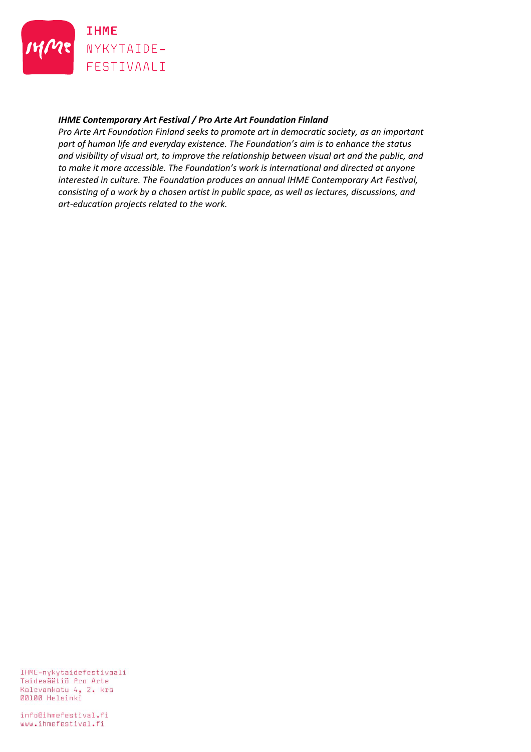***IHME Contemporary Art Festival / Pro Arte Art Foundation Finland***

*Pro Arte Art Foundation Finland seeks to promote art in democratic society, as an important part of human life and everyday existence. The Foundation's aim is to enhance the status and visibility of visual art, to improve the relationship between visual art and the public, and to make it more accessible. The Foundation's work is international and directed at anyone interested in culture. The Foundation produces an annual IHME Contemporary Art Festival, consisting of a work by a chosen artist in public space, as well as lectures, discussions, and art-education projects related to the work.*